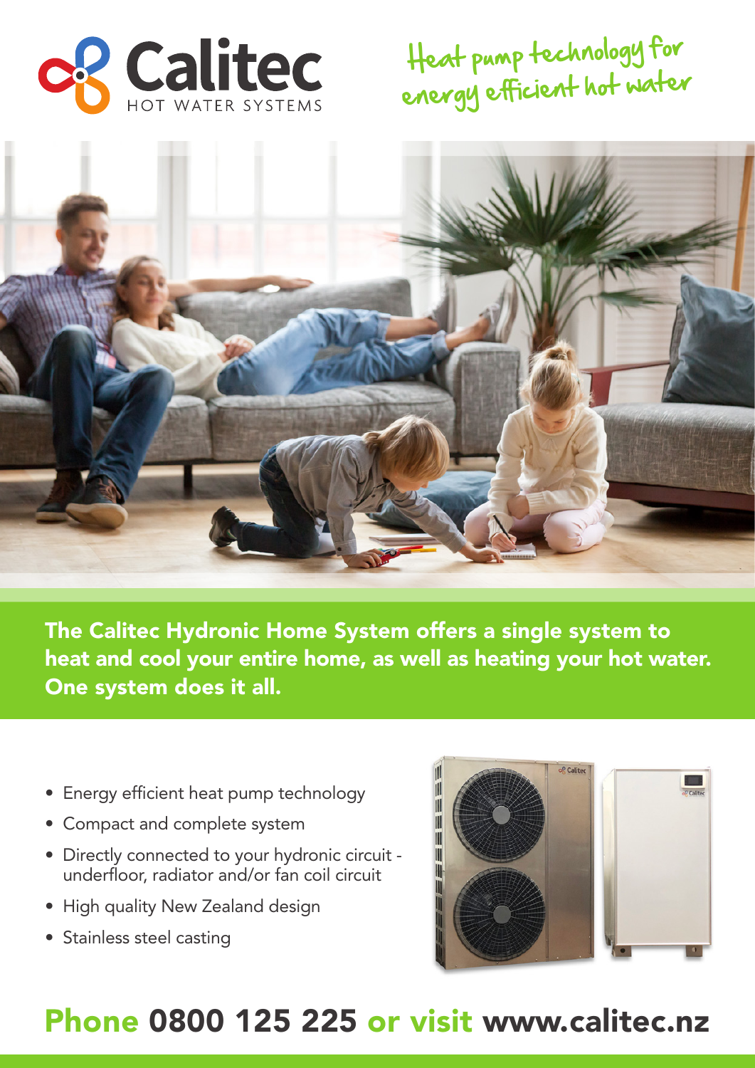# Calitec

HOT WATER SYSTEMS

## Heat pump technology for energy efficient hot water

**The Calitec Hydronic Home System offers a single system to heat and cool your entire home, as well as heating your hot water. One system does it all.**

- Energy efficient heat pump technology
- Compact and complete system
- Directly connected to your hydronic circuit - underfloor, radiator and/or fan coil circuit
- High quality New Zealand design
- Stainless steel casting

## Phone 0800 125 225 or visit www.calitec.nz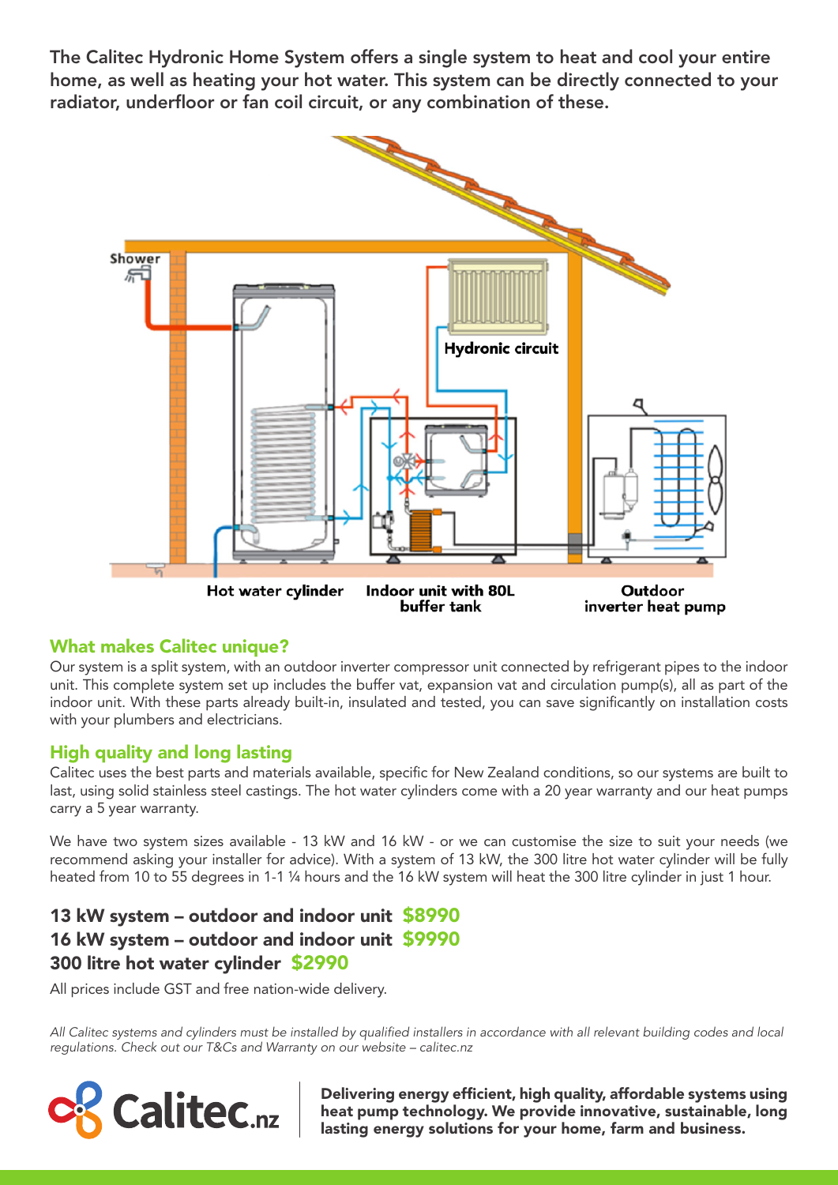**The Calitec Hydronic Home System offers a single system to heat and cool your entire home, as well as heating your hot water. This system can be directly connected to your radiator, underfloor or fan coil circuit, or any combination of these.**

Shower

Hydronic circuit

Hot water cylinder

Indoor unit with 80L buffer tank

Outdoor inverter heat pump

## What makes Calitec unique?

Our system is a split system, with an outdoor inverter compressor unit connected by refrigerant pipes to the indoor unit. This complete system set up includes the buffer vat, expansion vat and circulation pump(s), all as part of the indoor unit. With these parts already built-in, insulated and tested, you can save significantly on installation costs with your plumbers and electricians.

## High quality and long lasting

Calitec uses the best parts and materials available, specific for New Zealand conditions, so our systems are built to last, using solid stainless steel castings. The hot water cylinders come with a 20 year warranty and our heat pumps carry a 5 year warranty.

We have two system sizes available - 13 kW and 16 kW - or we can customise the size to suit your needs (we recommend asking your installer for advice). With a system of 13 kW, the 300 litre hot water cylinder will be fully heated from 10 to 55 degrees in 1-1 ¼ hours and the 16 kW system will heat the 300 litre cylinder in just 1 hour.

**13 kW system – outdoor and indoor unit $8990**
**16 kW system – outdoor and indoor unit $9990**
**300 litre hot water cylinder $2990**

All prices include GST and free nation-wide delivery.

*All Calitec systems and cylinders must be installed by qualified installers in accordance with all relevant building codes and local regulations. Check out our T&Cs and Warranty on our website – calitec.nz*

Calitec.nz

**Delivering energy efficient, high quality, affordable systems using heat pump technology. We provide innovative, sustainable, long lasting energy solutions for your home, farm and business.**